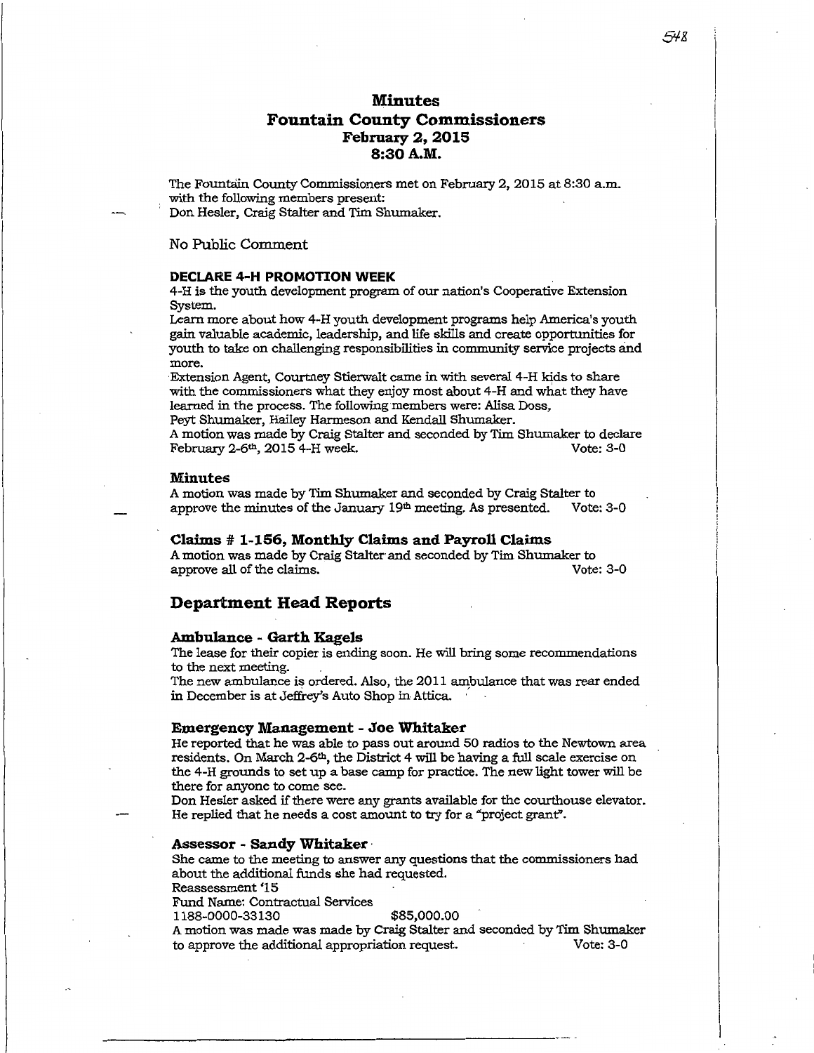# Minutes
# Fountain County Commissioners
## February 2, 2015
## 8:30 A.M.

The Fountain County Commissioners met on February 2, 2015 at 8:30 a.m. with the following members present:
Don Hesler, Craig Stalter and Tim Shumaker.

No Public Comment

### DECLARE 4-H PROMOTION WEEK

4-H is the youth development program of our nation's Cooperative Extension System.

Learn more about how 4-H youth development programs help America's youth gain valuable academic, leadership, and life skills and create opportunities for youth to take on challenging responsibilities in community service projects and more.

Extension Agent, Courtney Stierwalt came in with several 4-H kids to share with the commissioners what they enjoy most about 4-H and what they have learned in the process. The following members were: Alisa Doss, Peyt Shumaker, Hailey Harmeson and Kendall Shumaker.

A motion was made by Craig Stalter and seconded by Tim Shumaker to declare February 2-6th, 2015 4-H week. Vote: 3-0

### Minutes

A motion was made by Tim Shumaker and seconded by Craig Stalter to approve the minutes of the January 19th meeting. As presented. Vote: 3-0

### Claims # 1-156, Monthly Claims and Payroll Claims

A motion was made by Craig Stalter and seconded by Tim Shumaker to approve all of the claims. Vote: 3-0

## Department Head Reports

### Ambulance - Garth Kagels

The lease for their copier is ending soon. He will bring some recommendations to the next meeting.

The new ambulance is ordered. Also, the 2011 ambulance that was rear ended in December is at Jeffrey's Auto Shop in Attica.

### Emergency Management - Joe Whitaker

He reported that he was able to pass out around 50 radios to the Newtown area residents. On March 2-6th, the District 4 will be having a full scale exercise on the 4-H grounds to set up a base camp for practice. The new light tower will be there for anyone to come see.

Don Hesler asked if there were any grants available for the courthouse elevator. He replied that he needs a cost amount to try for a "project grant".

### Assessor - Sandy Whitaker

She came to the meeting to answer any questions that the commissioners had about the additional funds she had requested.

Reassessment '15
Fund Name: Contractual Services
1188-0000-33130 $85,000.00

A motion was made was made by Craig Stalter and seconded by Tim Shumaker to approve the additional appropriation request. Vote: 3-0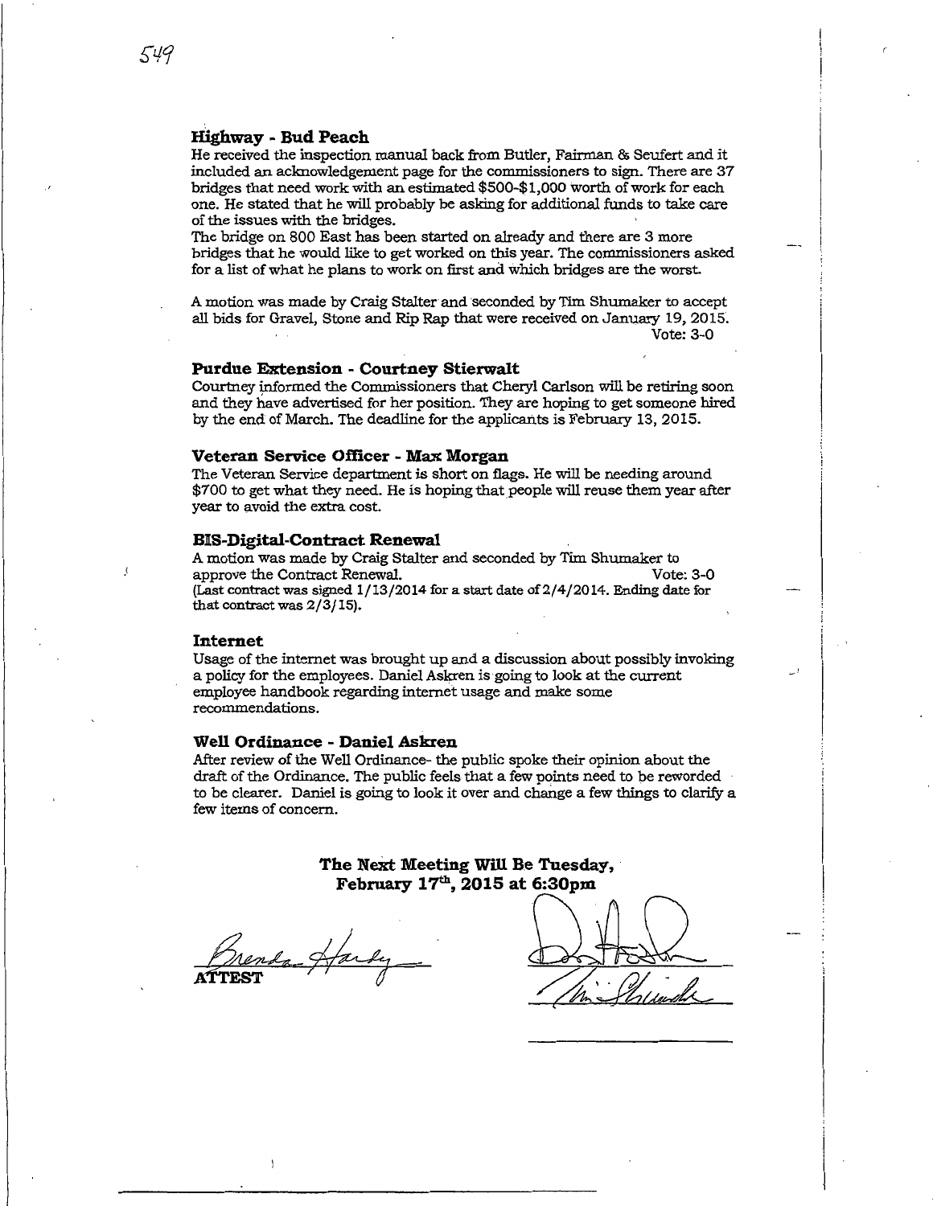### Highway - Bud Peach

He received the inspection manual back from Butler, Fairman & Seufert and it included an acknowledgement page for the commissioners to sign. There are 37 bridges that need work with an estimated $500-$1,000 worth of work for each one. He stated that he will probably be asking for additional funds to take care of the issues with the bridges.

The bridge on 800 East has been started on already and there are 3 more bridges that he would like to get worked on this year. The commissioners asked for a list of what he plans to work on first and which bridges are the worst.

A motion was made by Craig Stalter and seconded by Tim Shumaker to accept all bids for Gravel, Stone and Rip Rap that were received on January 19, 2015.

Vote: 3-0

### Purdue Extension - Courtney Stierwalt

Courtney informed the Commissioners that Cheryl Carlson will be retiring soon and they have advertised for her position. They are hoping to get someone hired by the end of March. The deadline for the applicants is February 13, 2015.

### Veteran Service Officer - Max Morgan

The Veteran Service department is short on flags. He will be needing around $700 to get what they need. He is hoping that people will reuse them year after year to avoid the extra cost.

### BIS-Digital-Contract Renewal

A motion was made by Craig Stalter and seconded by Tim Shumaker to approve the Contract Renewal. Vote: 3-0

(Last contract was signed 1/13/2014 for a start date of 2/4/2014. Ending date for that contract was 2/3/15).

### Internet

Usage of the internet was brought up and a discussion about possibly invoking a policy for the employees. Daniel Askren is going to look at the current employee handbook regarding internet usage and make some recommendations.

### Well Ordinance - Daniel Askren

After review of the Well Ordinance- the public spoke their opinion about the draft of the Ordinance. The public feels that a few points need to be reworded to be clearer. Daniel is going to look it over and change a few things to clarify a few items of concern.

**The Next Meeting Will Be Tuesday, February 17th, 2015 at 6:30pm**

ATTEST